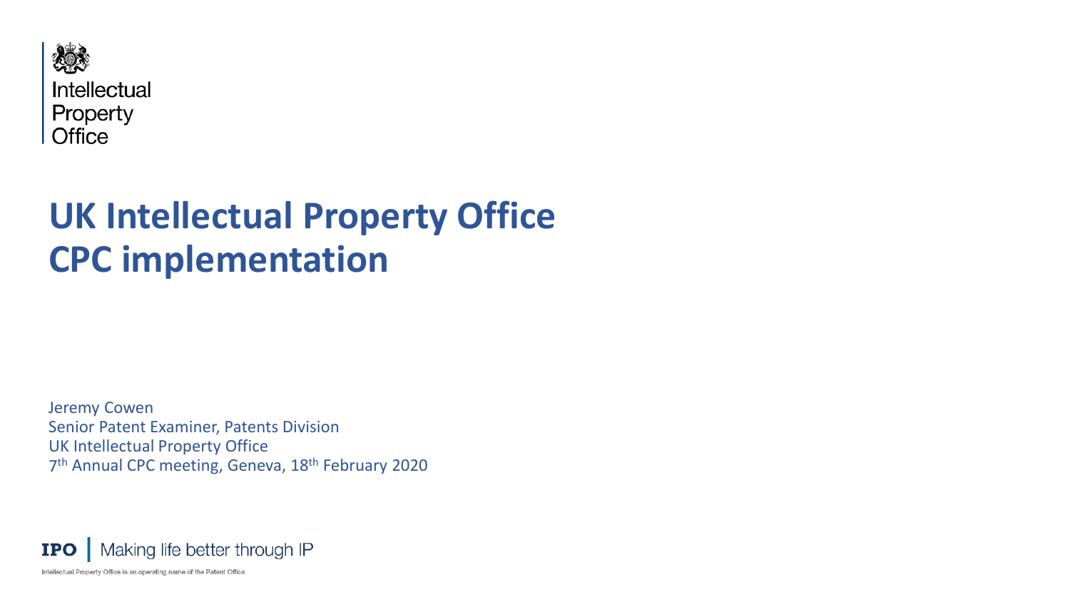Intellectual Property Office

# UK Intellectual Property Office CPC implementation

Jeremy Cowen
Senior Patent Examiner, Patents Division
UK Intellectual Property Office
7th Annual CPC meeting, Geneva, 18th February 2020

IPO | Making life better through IP

Intellectual Property Office is an operating name of the Patent Office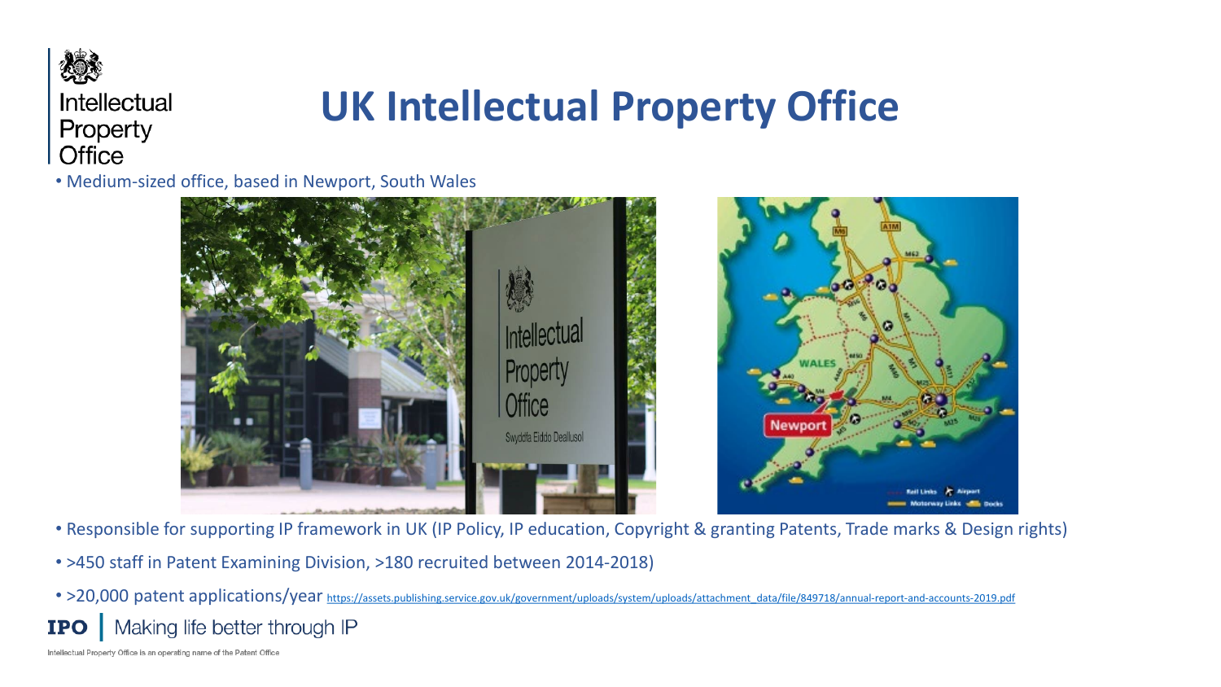# UK Intellectual Property Office

- Medium-sized office, based in Newport, South Wales
- Responsible for supporting IP framework in UK (IP Policy, IP education, Copyright & granting Patents, Trade marks & Design rights)
- >450 staff in Patent Examining Division, >180 recruited between 2014-2018)
- >20,000 patent applications/year https://assets.publishing.service.gov.uk/government/uploads/system/uploads/attachment_data/file/849718/annual-report-and-accounts-2019.pdf

IPO | Making life better through IP

Intellectual Property Office is an operating name of the Patent Office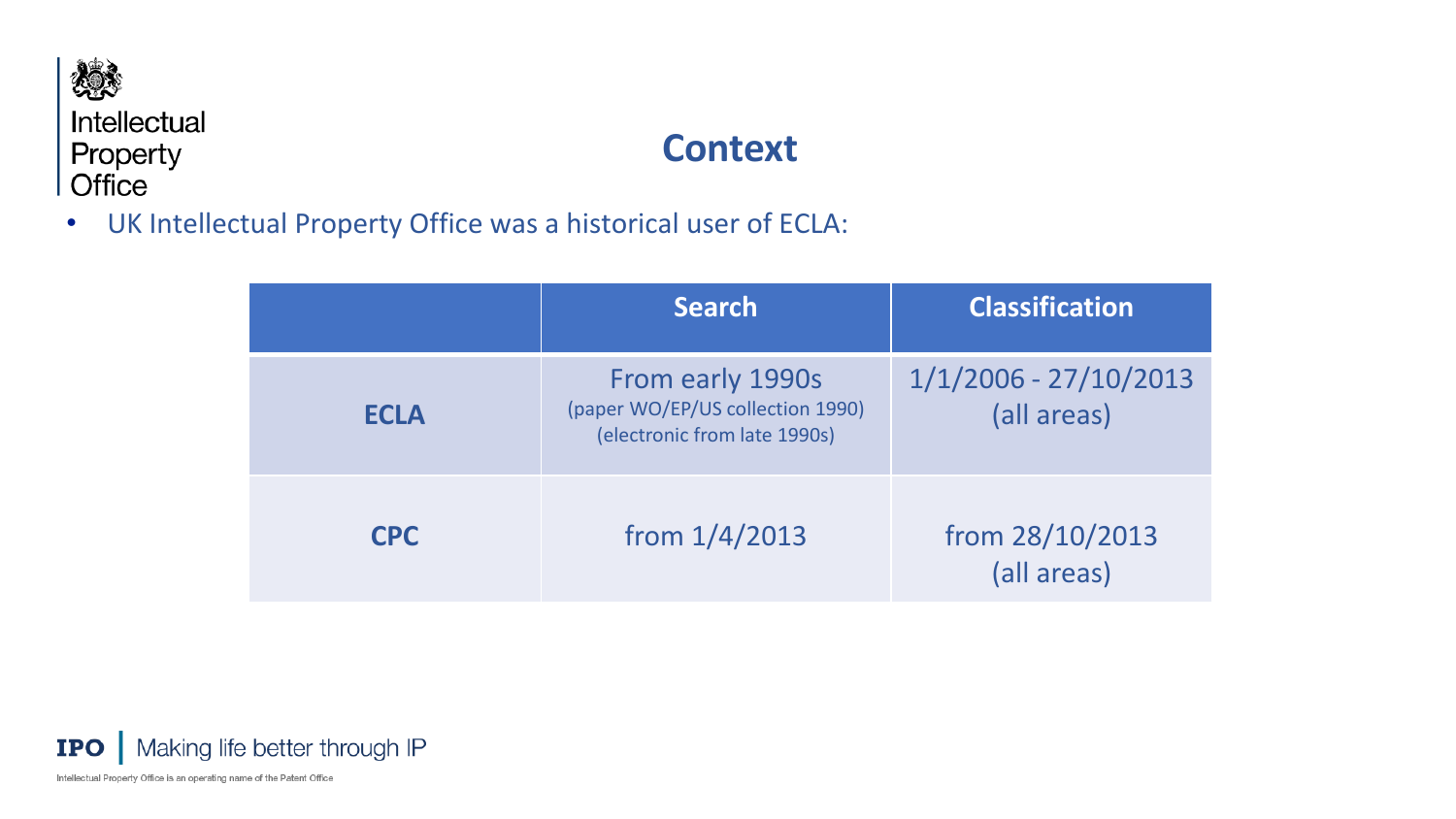# Context

- UK Intellectual Property Office was a historical user of ECLA:

| | Search | Classification |
|---|---|---|
| **ECLA** | From early 1990s (paper WO/EP/US collection 1990) (electronic from late 1990s) | 1/1/2006 - 27/10/2013 (all areas) |
| **CPC** | from 1/4/2013 | from 28/10/2013 (all areas) |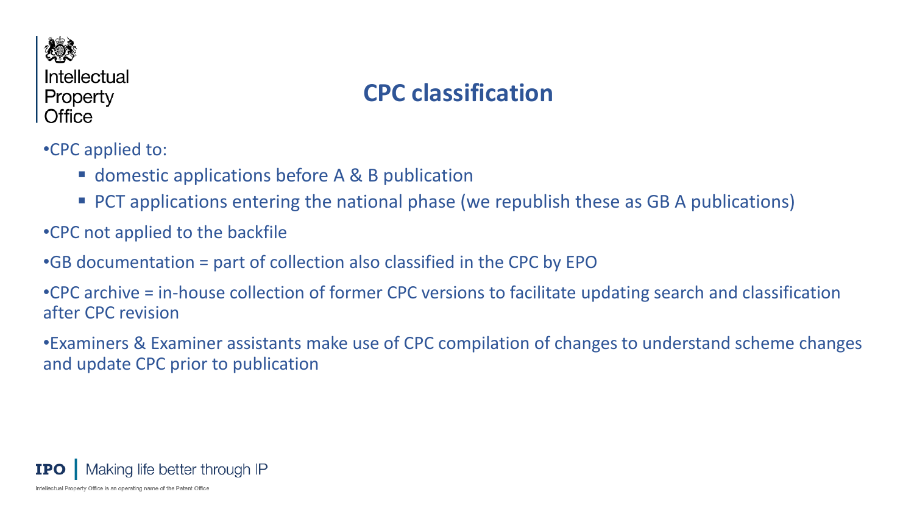# CPC classification

- CPC applied to:
  - domestic applications before A & B publication
  - PCT applications entering the national phase (we republish these as GB A publications)
- CPC not applied to the backfile
- GB documentation = part of collection also classified in the CPC by EPO
- CPC archive = in-house collection of former CPC versions to facilitate updating search and classification after CPC revision
- Examiners & Examiner assistants make use of CPC compilation of changes to understand scheme changes and update CPC prior to publication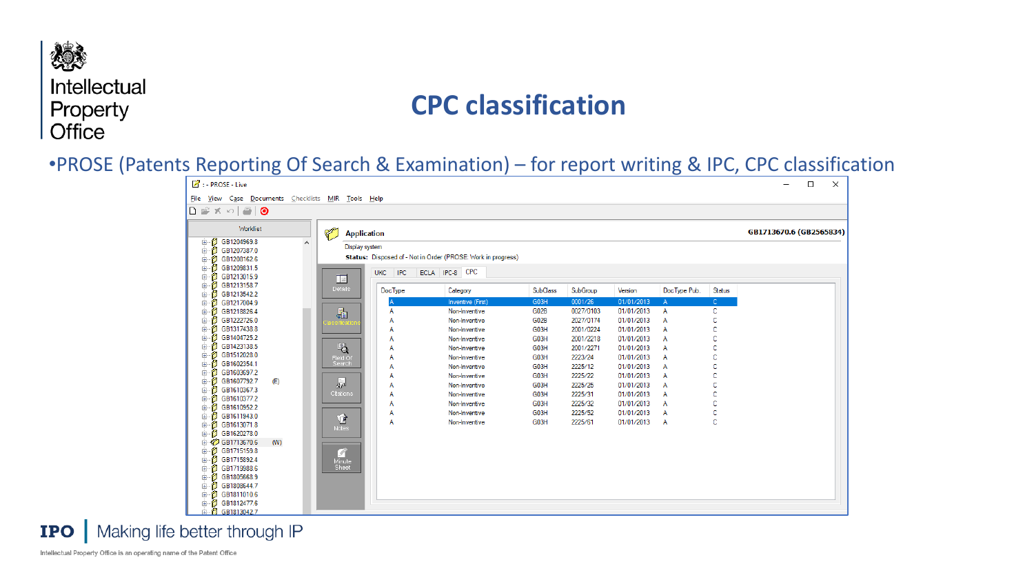# CPC classification

- PROSE (Patents Reporting Of Search & Examination) – for report writing & IPC, CPC classification

: - PROSE - Live

File View Case Documents Checklists MIR Tools Help

Worklist

- GB1204969.8
- GB1207387.0
- GB1208162.6
- GB1209831.5
- GB1213015.9
- GB1213158.7
- GB1213542.2
- GB1217004.9
- GB1218826.4
- GB1222726.0
- GB1317438.8
- GB1404725.2
- GB1423138.5
- GB1512028.0
- GB1602354.1
- GB1603697.2
- GB1607792.7 (E)
- GB1610367.3
- GB1610377.2
- GB1610952.2
- GB1611943.0
- GB1613071.8
- GB1620278.0
- GB1713670.6 (W)
- GB1715159.8
- GB1715892.4
- GB1719988.6
- GB1805668.9
- GB1808644.7
- GB1811010.6
- GB1812477.6
- GB1813042.7

**Application** GB1713670.6 (GB2565834)

Display system

**Status:** Disposed of - Not in Order (PROSE: Work in progress)

Details | Classifications | Field Of Search | Citations | Notes | Minute Sheet

UKC | IPC | ECLA | IPC-8 | CPC

| DocType | Category | SubClass | SubGroup | Version | DocType Pub. | Status |
|---|---|---|---|---|---|---|
| A | Inventive (First) | G03H | 0001/26 | 01/01/2013 | A | C |
| A | Non-inventive | G02B | 0027/0103 | 01/01/2013 | A | C |
| A | Non-inventive | G02B | 2027/0174 | 01/01/2013 | A | C |
| A | Non-inventive | G03H | 2001/0224 | 01/01/2013 | A | C |
| A | Non-inventive | G03H | 2001/2218 | 01/01/2013 | A | C |
| A | Non-inventive | G03H | 2001/2271 | 01/01/2013 | A | C |
| A | Non-inventive | G03H | 2223/24 | 01/01/2013 | A | C |
| A | Non-inventive | G03H | 2225/12 | 01/01/2013 | A | C |
| A | Non-inventive | G03H | 2225/22 | 01/01/2013 | A | C |
| A | Non-inventive | G03H | 2225/25 | 01/01/2013 | A | C |
| A | Non-inventive | G03H | 2225/31 | 01/01/2013 | A | C |
| A | Non-inventive | G03H | 2225/32 | 01/01/2013 | A | C |
| A | Non-inventive | G03H | 2225/52 | 01/01/2013 | A | C |
| A | Non-inventive | G03H | 2225/61 | 01/01/2013 | A | C |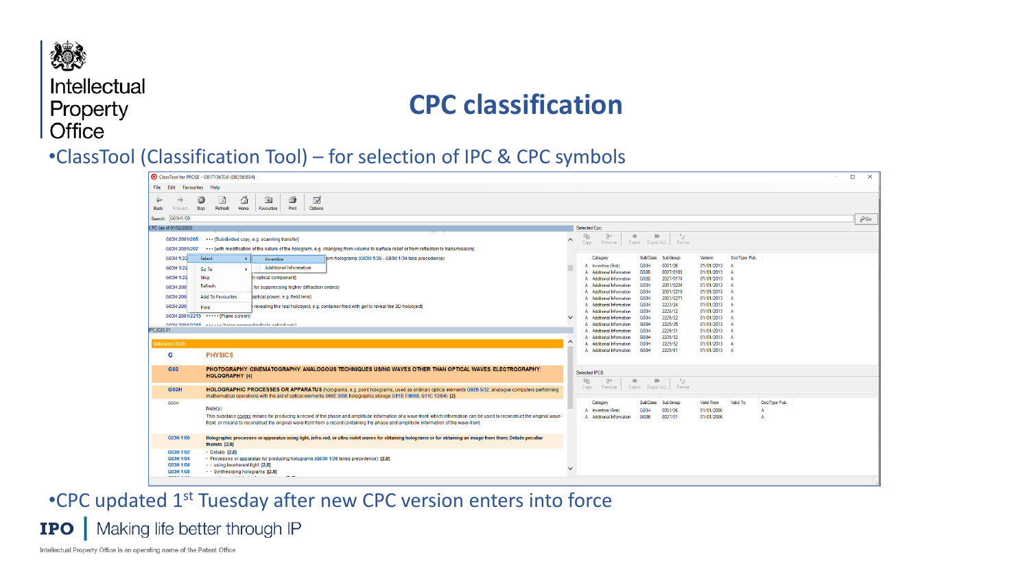# CPC classification

- ClassTool (Classification Tool) – for selection of IPC & CPC symbols
- CPC updated 1st Tuesday after new CPC version enters into force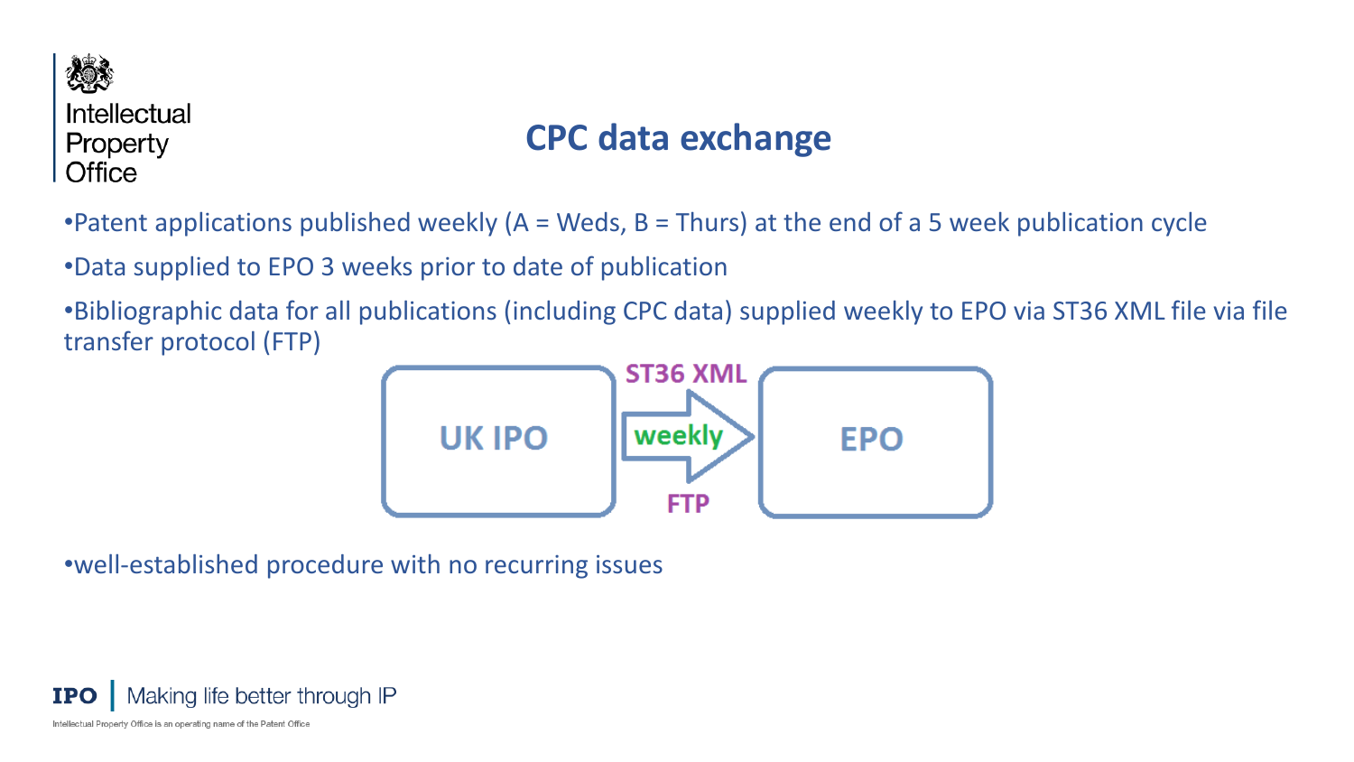# CPC data exchange

- Patent applications published weekly (A = Weds, B = Thurs) at the end of a 5 week publication cycle
- Data supplied to EPO 3 weeks prior to date of publication
- Bibliographic data for all publications (including CPC data) supplied weekly to EPO via ST36 XML file via file transfer protocol (FTP)

UK IPO → (ST36 XML, weekly, FTP) → EPO

- well-established procedure with no recurring issues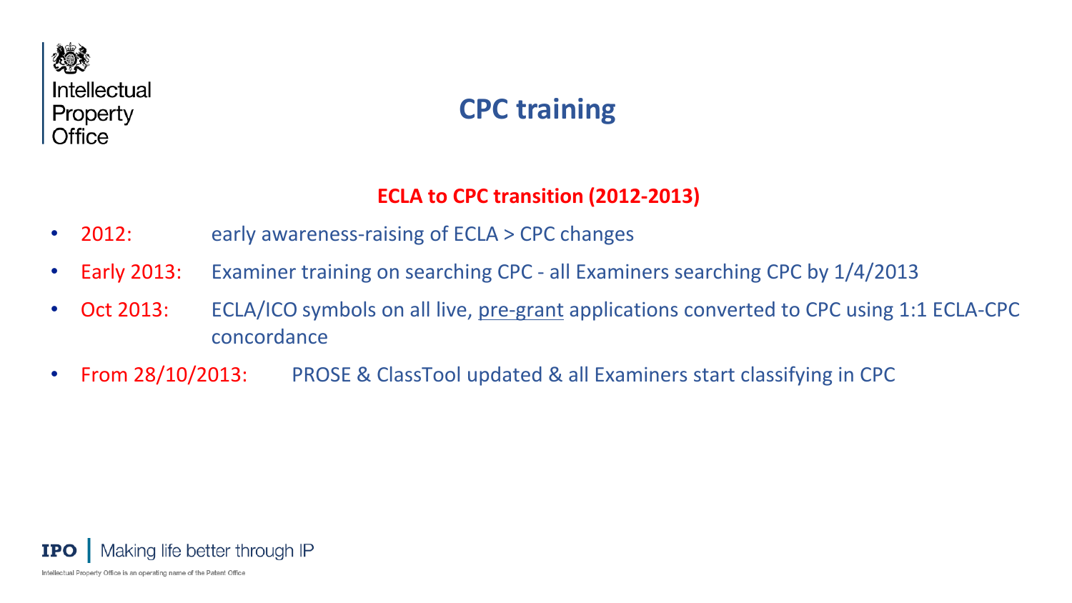# CPC training

## ECLA to CPC transition (2012-2013)

- 2012: early awareness-raising of ECLA > CPC changes
- Early 2013: Examiner training on searching CPC - all Examiners searching CPC by 1/4/2013
- Oct 2013: ECLA/ICO symbols on all live, <u>pre-grant</u> applications converted to CPC using 1:1 ECLA-CPC concordance
- From 28/10/2013: PROSE & ClassTool updated & all Examiners start classifying in CPC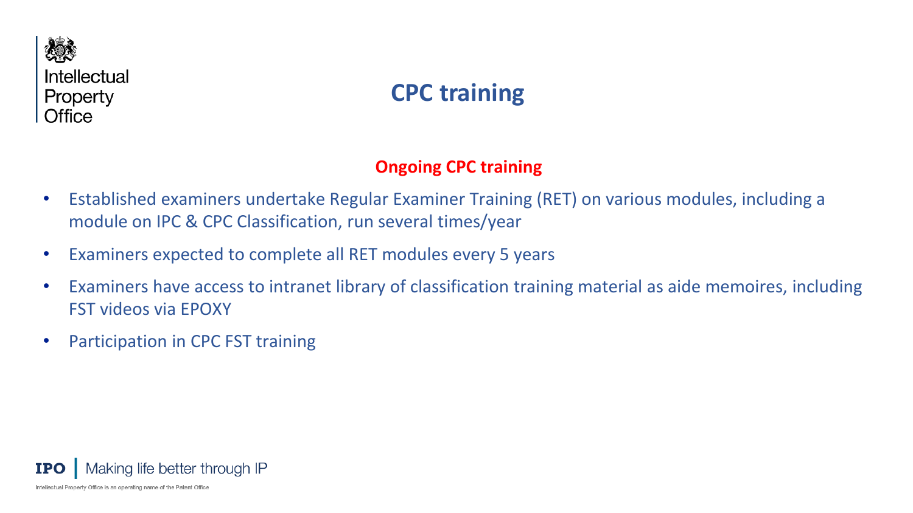# CPC training

## Ongoing CPC training

- Established examiners undertake Regular Examiner Training (RET) on various modules, including a module on IPC & CPC Classification, run several times/year
- Examiners expected to complete all RET modules every 5 years
- Examiners have access to intranet library of classification training material as aide memoires, including FST videos via EPOXY
- Participation in CPC FST training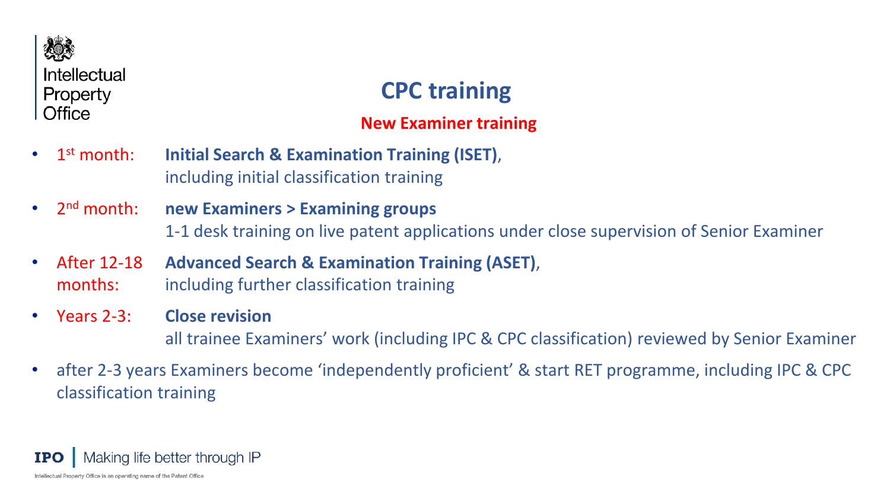# CPC training

## New Examiner training

- 1st month: **Initial Search & Examination Training (ISET)**, including initial classification training
- 2nd month: **new Examiners > Examining groups** 1-1 desk training on live patent applications under close supervision of Senior Examiner
- After 12-18 months: **Advanced Search & Examination Training (ASET)**, including further classification training
- Years 2-3: **Close revision** all trainee Examiners' work (including IPC & CPC classification) reviewed by Senior Examiner
- after 2-3 years Examiners become 'independently proficient' & start RET programme, including IPC & CPC classification training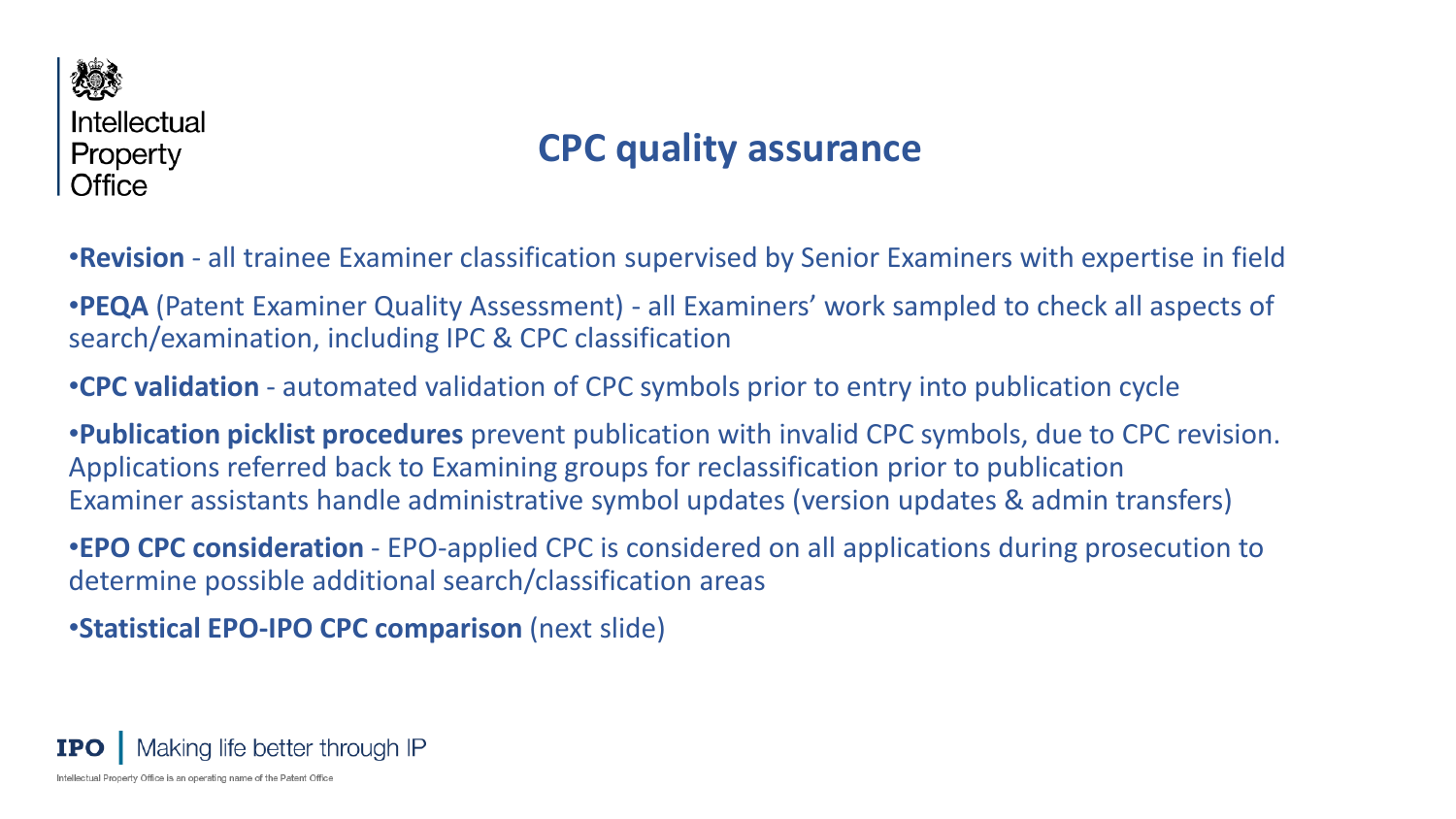# CPC quality assurance

- **Revision** - all trainee Examiner classification supervised by Senior Examiners with expertise in field
- **PEQA** (Patent Examiner Quality Assessment) - all Examiners' work sampled to check all aspects of search/examination, including IPC & CPC classification
- **CPC validation** - automated validation of CPC symbols prior to entry into publication cycle
- **Publication picklist procedures** prevent publication with invalid CPC symbols, due to CPC revision. Applications referred back to Examining groups for reclassification prior to publication
  Examiner assistants handle administrative symbol updates (version updates & admin transfers)
- **EPO CPC consideration** - EPO-applied CPC is considered on all applications during prosecution to determine possible additional search/classification areas
- **Statistical EPO-IPO CPC comparison** (next slide)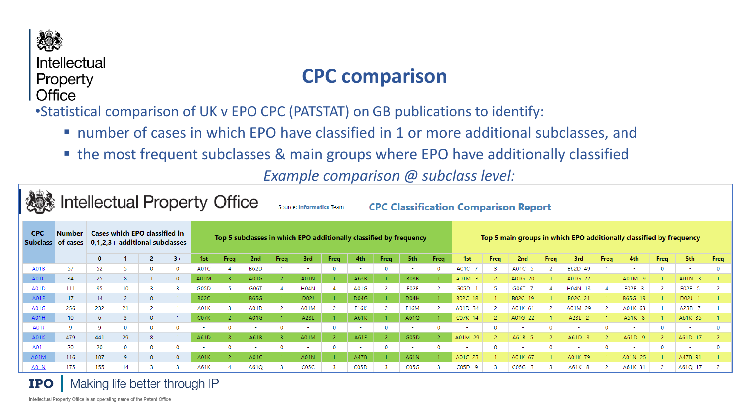# CPC comparison

- Statistical comparison of UK v EPO CPC (PATSTAT) on GB publications to identify:
  - number of cases in which EPO have classified in 1 or more additional subclasses, and
  - the most frequent subclasses & main groups where EPO have additionally classified

*Example comparison @ subclass level:*

Intellectual Property Office — Source: Informatics Team — **CPC Classification Comparison Report**

| CPC Subclass | Number of cases | Cases which EPO classified in 0,1,2,3+ additional subclasses | | | | Top 5 subclasses in which EPO additionally classified by frequency | | | | | | | | | | Top 5 main groups in which EPO additionally classified by frequency | | | | | | | | | |
|---|---|---|---|---|---|---|---|---|---|---|---|---|---|---|---|---|---|---|---|---|---|---|---|---|---|
| | | 0 | 1 | 2 | 3+ | 1st | Freq | 2nd | Freq | 3rd | Freq | 4th | Freq | 5th | Freq | 1st | Freq | 2nd | Freq | 3rd | Freq | 4th | Freq | 5th | Freq |
| A01B | 57 | 52 | 5 | 0 | 0 | A01C | 4 | B62D | 1 | - | 0 | - | 0 | - | 0 | A01C 7 | 3 | A01C 5 | 2 | B62D 49 | 1 | - | 0 | - | 0 |
| A01C | 34 | 25 | 8 | 1 | 0 | A01M | 3 | A01G | 2 | A01N | 1 | A63B | 1 | B08B | 1 | A01M 3 | 2 | A01G 20 | 1 | A01G 22 | 1 | A01M 9 | 1 | A01N 3 | 1 |
| A01D | 111 | 95 | 10 | 3 | 3 | G05D | 5 | G06T | 4 | H04N | 4 | A01G | 2 | E02F | 2 | G05D 1 | 5 | G06T 7 | 4 | H04N 13 | 4 | E02F 3 | 2 | E02F 5 | 2 |
| A01F | 17 | 14 | 2 | 0 | 1 | B02C | 1 | B65G | 1 | D02J | 1 | D04G | 1 | D04H | 1 | B02C 18 | 1 | B02C 19 | 1 | B02C 21 | 1 | B65G 19 | 1 | D02J 1 | 1 |
| A01G | 256 | 232 | 21 | 2 | 1 | A01K | 3 | A01D | 2 | A01M | 2 | F16K | 2 | F16M | 2 | A01D 34 | 2 | A01K 61 | 2 | A01M 29 | 2 | A01K 63 | 1 | A23B 7 | 1 |
| A01H | 10 | 6 | 3 | 0 | 1 | C07K | 2 | A01G | 1 | A23L | 1 | A61K | 1 | A61Q | 1 | C07K 14 | 2 | A01G 22 | 1 | A23L 2 | 1 | A61K 8 | 1 | A61K 36 | 1 |
| A01J | 9 | 9 | 0 | 0 | 0 | - | 0 | - | 0 | - | 0 | - | 0 | - | 0 | - | 0 | - | 0 | - | 0 | - | 0 | - | 0 |
| A01K | 479 | 441 | 29 | 8 | 1 | A61D | 8 | A61B | 3 | A01M | 2 | A61F | 2 | G05D | 2 | A01M 29 | 2 | A61B 5 | 2 | A61D 3 | 2 | A61D 9 | 2 | A61D 17 | 2 |
| A01L | 20 | 20 | 0 | 0 | 0 | - | 0 | - | 0 | - | 0 | - | 0 | - | 0 | - | 0 | - | 0 | - | 0 | - | 0 | - | 0 |
| A01M | 116 | 107 | 9 | 0 | 0 | A01K | 2 | A01C | 1 | A01N | 1 | A47B | 1 | A61N | 1 | A01C 23 | 1 | A01K 67 | 1 | A01K 79 | 1 | A01N 25 | 1 | A47B 91 | 1 |
| A01N | 175 | 155 | 14 | 3 | 3 | A61K | 4 | A61Q | 3 | C05C | 3 | C05D | 3 | C05G | 3 | C05D 9 | 3 | C05G 3 | 3 | A61K 8 | 2 | A61K 31 | 2 | A61Q 17 | 2 |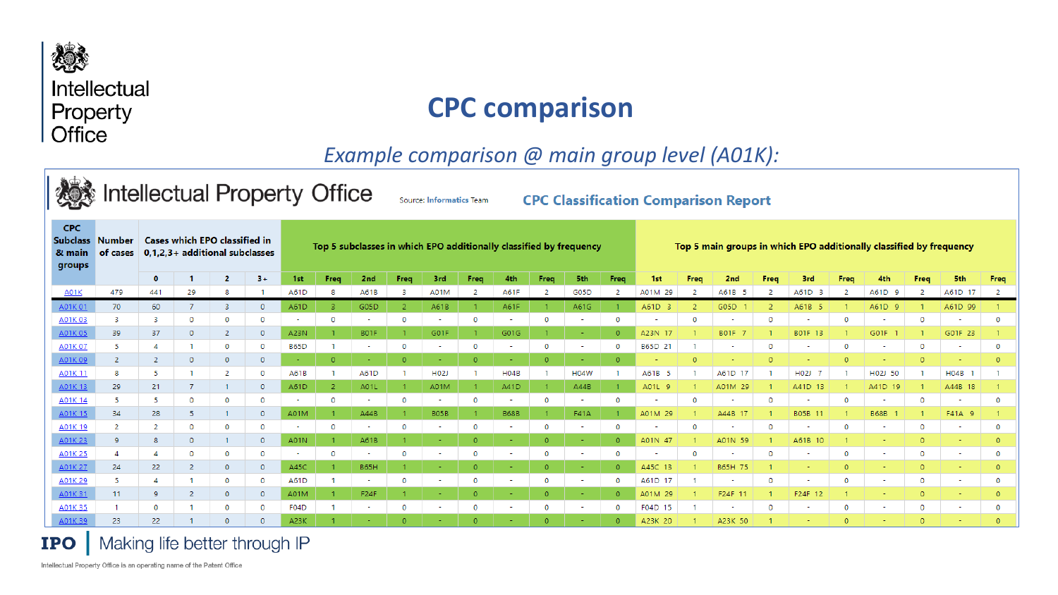# CPC comparison

*Example comparison @ main group level (A01K):*

## Intellectual Property Office

Source: Informatics Team

**CPC Classification Comparison Report**

| CPC Subclass & main groups | Number of cases | Cases which EPO classified in 0,1,2,3+ additional subclasses | | | | Top 5 subclasses in which EPO additionally classified by frequency | | | | | | | | | | Top 5 main groups in which EPO additionally classified by frequency | | | | | | | | | |
|---|---|---|---|---|---|---|---|---|---|---|---|---|---|---|---|---|---|---|---|---|---|---|---|---|---|
| | | 0 | 1 | 2 | 3+ | 1st | Freq | 2nd | Freq | 3rd | Freq | 4th | Freq | 5th | Freq | 1st | Freq | 2nd | Freq | 3rd | Freq | 4th | Freq | 5th | Freq |
| A01K | 479 | 441 | 29 | 8 | 1 | A61D | 8 | A61B | 3 | A01M | 2 | A61F | 2 | G05D | 2 | A01M 29 | 2 | A61B 5 | 2 | A61D 3 | 2 | A61D 9 | 2 | A61D 17 | 2 |
| A01K 01 | 70 | 60 | 7 | 3 | 0 | A61D | 3 | G05D | 2 | A61B | 1 | A61F | 1 | A61G | 1 | A61D 3 | 2 | G05D 1 | 2 | A61B 5 | 1 | A61D 9 | 1 | A61D 99 | 1 |
| A01K 03 | 3 | 3 | 0 | 0 | 0 | - | 0 | - | 0 | - | 0 | - | 0 | - | 0 | - | 0 | - | 0 | - | 0 | - | 0 | - | 0 |
| A01K 05 | 39 | 37 | 0 | 2 | 0 | A23N | 1 | B01F | 1 | G01F | 1 | G01G | 1 | - | 0 | A23N 17 | 1 | B01F 7 | 1 | B01F 13 | 1 | G01F 1 | 1 | G01F 23 | 1 |
| A01K 07 | 5 | 4 | 1 | 0 | 0 | B65D | 1 | - | 0 | - | 0 | - | 0 | - | 0 | B65D 21 | 1 | - | 0 | - | 0 | - | 0 | - | 0 |
| A01K 09 | 2 | 2 | 0 | 0 | 0 | - | 0 | - | 0 | - | 0 | - | 0 | - | 0 | - | 0 | - | 0 | - | 0 | - | 0 | - | 0 |
| A01K 11 | 8 | 5 | 1 | 2 | 0 | A61B | 1 | A61D | 1 | H02J | 1 | H04B | 1 | H04W | 1 | A61B 5 | 1 | A61D 17 | 1 | H02J 7 | 1 | H02J 50 | 1 | H04B 1 | 1 |
| A01K 13 | 29 | 21 | 7 | 1 | 0 | A61D | 2 | A01L | 1 | A01M | 1 | A41D | 1 | A44B | 1 | A01L 9 | 1 | A01M 29 | 1 | A41D 13 | 1 | A41D 19 | 1 | A44B 18 | 1 |
| A01K 14 | 5 | 5 | 0 | 0 | 0 | - | 0 | - | 0 | - | 0 | - | 0 | - | 0 | - | 0 | - | 0 | - | 0 | - | 0 | - | 0 |
| A01K 15 | 34 | 28 | 5 | 1 | 0 | A01M | 1 | A44B | 1 | B05B | 1 | B68B | 1 | F41A | 1 | A01M 29 | 1 | A44B 17 | 1 | B05B 11 | 1 | B68B 1 | 1 | F41A 9 | 1 |
| A01K 19 | 2 | 2 | 0 | 0 | 0 | - | 0 | - | 0 | - | 0 | - | 0 | - | 0 | - | 0 | - | 0 | - | 0 | - | 0 | - | 0 |
| A01K 23 | 9 | 8 | 0 | 1 | 0 | A01N | 1 | A61B | 1 | - | 0 | - | 0 | - | 0 | A01N 47 | 1 | A01N 59 | 1 | A61B 10 | 1 | - | 0 | - | 0 |
| A01K 25 | 4 | 4 | 0 | 0 | 0 | - | 0 | - | 0 | - | 0 | - | 0 | - | 0 | - | 0 | - | 0 | - | 0 | - | 0 | - | 0 |
| A01K 27 | 24 | 22 | 2 | 0 | 0 | A45C | 1 | B65H | 1 | - | 0 | - | 0 | - | 0 | A45C 13 | 1 | B65H 75 | 1 | - | 0 | - | 0 | - | 0 |
| A01K 29 | 5 | 4 | 1 | 0 | 0 | A61D | 1 | - | 0 | - | 0 | - | 0 | - | 0 | A61D 17 | 1 | - | 0 | - | 0 | - | 0 | - | 0 |
| A01K 31 | 11 | 9 | 2 | 0 | 0 | A01M | 1 | F24F | 1 | - | 0 | - | 0 | - | 0 | A01M 29 | 1 | F24F 11 | 1 | F24F 12 | 1 | - | 0 | - | 0 |
| A01K 35 | 1 | 0 | 1 | 0 | 0 | F04D | 1 | - | 0 | - | 0 | - | 0 | - | 0 | F04D 15 | 1 | - | 0 | - | 0 | - | 0 | - | 0 |
| A01K 39 | 23 | 22 | 1 | 0 | 0 | A23K | 1 | - | 0 | - | 0 | - | 0 | - | 0 | A23K 20 | 1 | A23K 50 | 1 | - | 0 | - | 0 | - | 0 |

**IPO** | Making life better through IP

Intellectual Property Office is an operating name of the Patent Office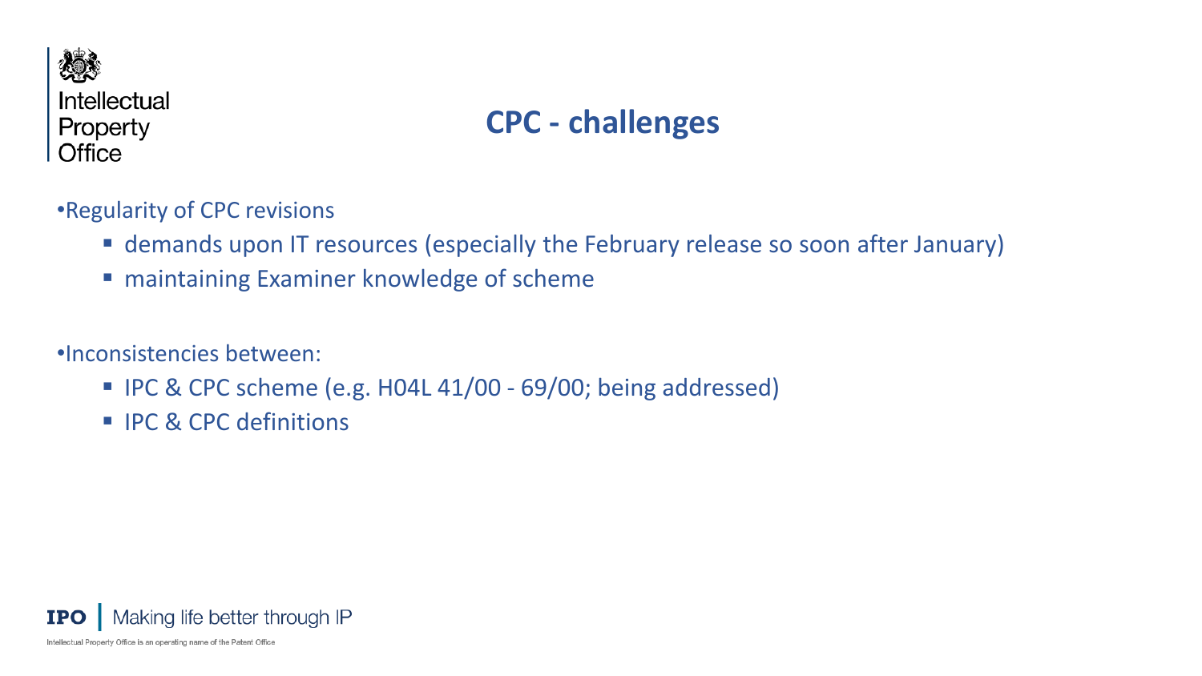## CPC - challenges

- Regularity of CPC revisions
  - demands upon IT resources (especially the February release so soon after January)
  - maintaining Examiner knowledge of scheme

- Inconsistencies between:
  - IPC & CPC scheme (e.g. H04L 41/00 - 69/00; being addressed)
  - IPC & CPC definitions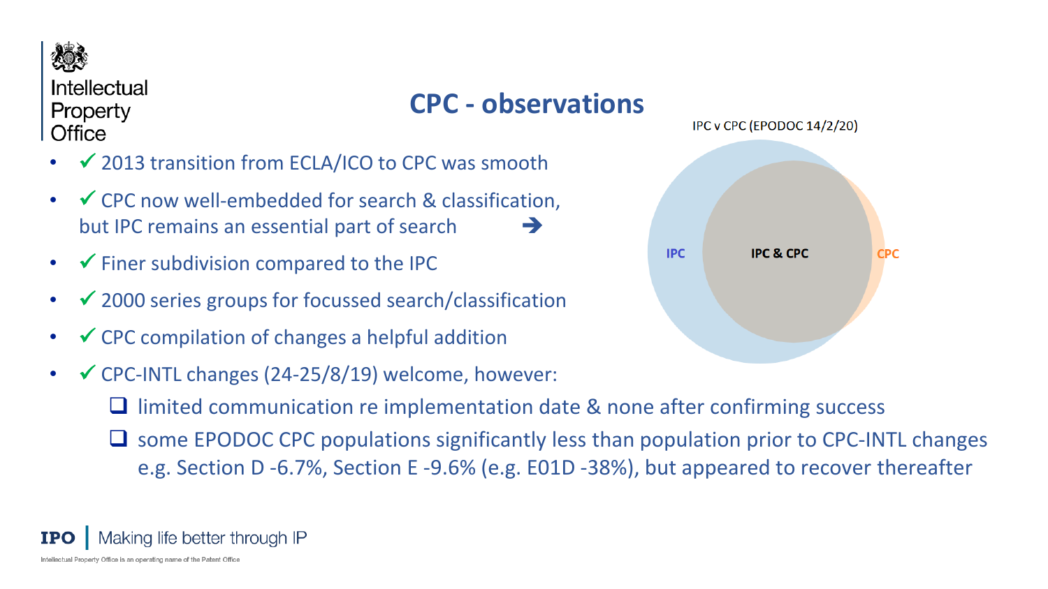# CPC - observations

- ✓ 2013 transition from ECLA/ICO to CPC was smooth
- ✓ CPC now well-embedded for search & classification, but IPC remains an essential part of search ➔
- ✓ Finer subdivision compared to the IPC
- ✓ 2000 series groups for focussed search/classification
- ✓ CPC compilation of changes a helpful addition
- ✓ CPC-INTL changes (24-25/8/19) welcome, however:
  - ❑ limited communication re implementation date & none after confirming success
  - ❑ some EPODOC CPC populations significantly less than population prior to CPC-INTL changes e.g. Section D -6.7%, Section E -9.6% (e.g. E01D -38%), but appeared to recover thereafter

IPC v CPC (EPODOC 14/2/20)

IPC | IPC & CPC | CPC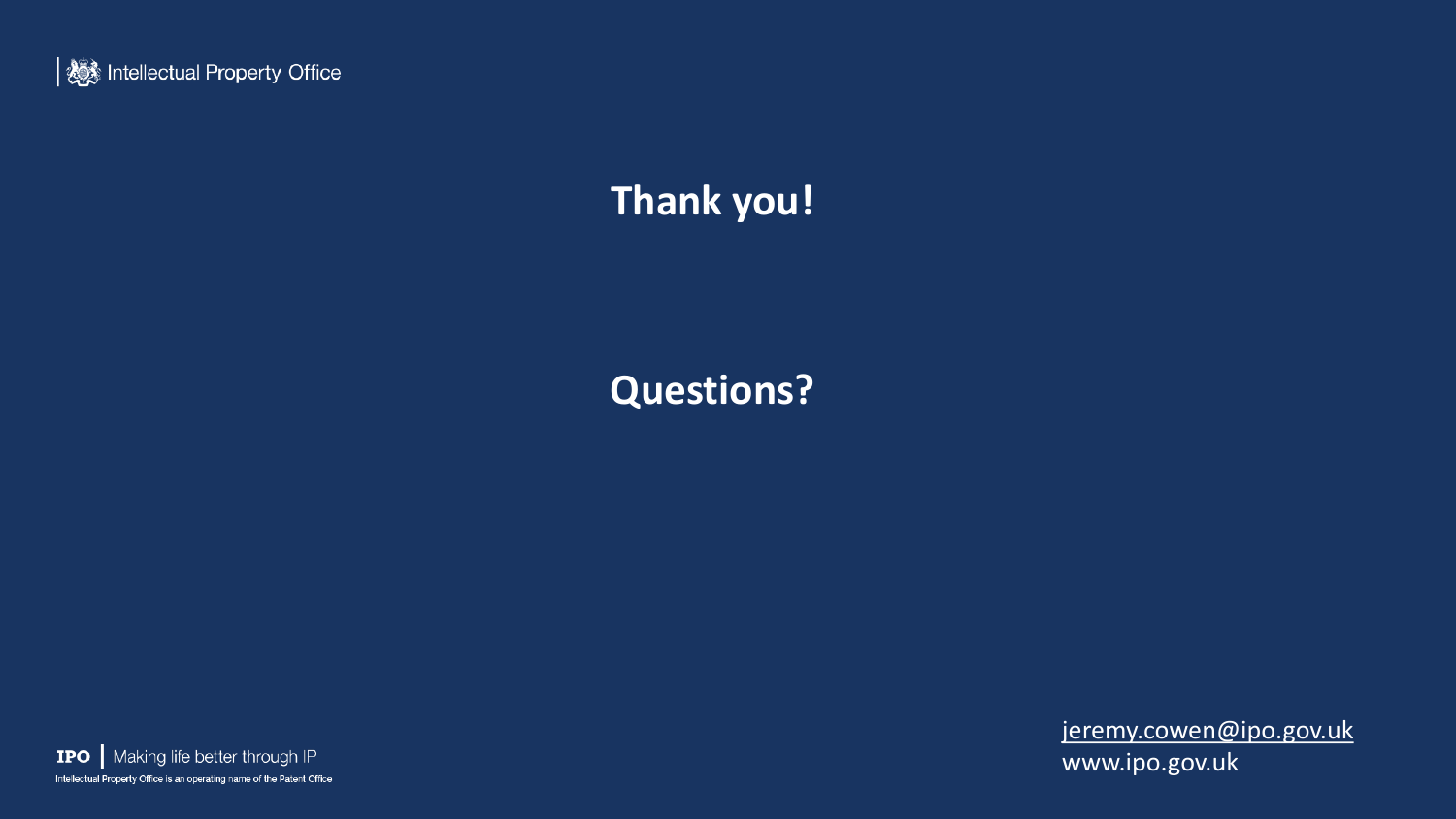# Thank you!

# Questions?

jeremy.cowen@ipo.gov.uk
www.ipo.gov.uk